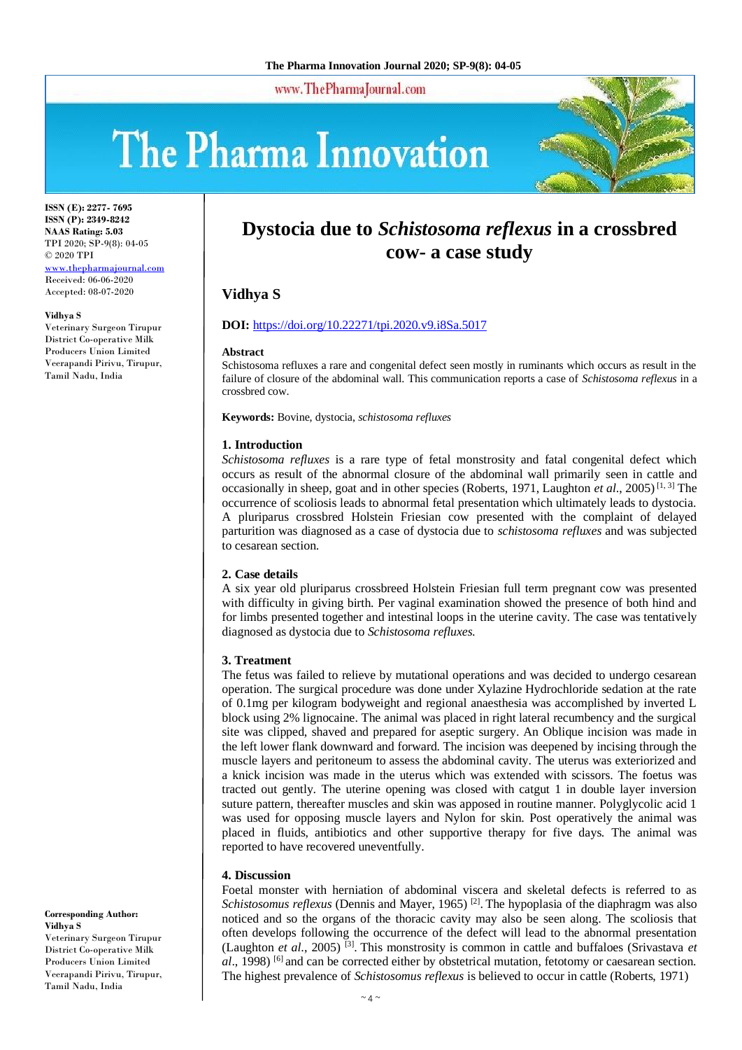ISSN (E): 2277- 7695
ISSN (P): 2349-8242
NAAS Rating: 5.03
TPI 2020; SP-9(8): 04-05
© 2020 TPI
www.thepharmajournal.com
Received: 06-06-2020
Accepted: 08-07-2020

**Vidhya S**
Veterinary Surgeon Tirupur District Co-operative Milk Producers Union Limited Veerapandi Pirivu, Tirupur, Tamil Nadu, India

**Corresponding Author:**
**Vidhya S**
Veterinary Surgeon Tirupur District Co-operative Milk Producers Union Limited Veerapandi Pirivu, Tirupur, Tamil Nadu, India

# Dystocia due to *Schistosoma reflexus* in a crossbred cow- a case study

## Vidhya S

**DOI:** https://doi.org/10.22271/tpi.2020.v9.i8Sa.5017

### Abstract

Schistosoma refluxes a rare and congenital defect seen mostly in ruminants which occurs as result in the failure of closure of the abdominal wall. This communication reports a case of *Schistosoma reflexus* in a crossbred cow.

**Keywords:** Bovine, dystocia, *schistosoma refluxes*

### 1. Introduction

*Schistosoma refluxes* is a rare type of fetal monstrosity and fatal congenital defect which occurs as result of the abnormal closure of the abdominal wall primarily seen in cattle and occasionally in sheep, goat and in other species (Roberts, 1971, Laughton *et al*., 2005) [1, 3] The occurrence of scoliosis leads to abnormal fetal presentation which ultimately leads to dystocia. A pluriparus crossbred Holstein Friesian cow presented with the complaint of delayed parturition was diagnosed as a case of dystocia due to *schistosoma refluxes* and was subjected to cesarean section.

### 2. Case details

A six year old pluriparus crossbreed Holstein Friesian full term pregnant cow was presented with difficulty in giving birth. Per vaginal examination showed the presence of both hind and for limbs presented together and intestinal loops in the uterine cavity. The case was tentatively diagnosed as dystocia due to *Schistosoma refluxes.*

### 3. Treatment

The fetus was failed to relieve by mutational operations and was decided to undergo cesarean operation. The surgical procedure was done under Xylazine Hydrochloride sedation at the rate of 0.1mg per kilogram bodyweight and regional anaesthesia was accomplished by inverted L block using 2% lignocaine. The animal was placed in right lateral recumbency and the surgical site was clipped, shaved and prepared for aseptic surgery. An Oblique incision was made in the left lower flank downward and forward. The incision was deepened by incising through the muscle layers and peritoneum to assess the abdominal cavity. The uterus was exteriorized and a knick incision was made in the uterus which was extended with scissors. The foetus was tracted out gently. The uterine opening was closed with catgut 1 in double layer inversion suture pattern, thereafter muscles and skin was apposed in routine manner. Polyglycolic acid 1 was used for opposing muscle layers and Nylon for skin. Post operatively the animal was placed in fluids, antibiotics and other supportive therapy for five days. The animal was reported to have recovered uneventfully.

### 4. Discussion

Foetal monster with herniation of abdominal viscera and skeletal defects is referred to as *Schistosomus reflexus* (Dennis and Mayer, 1965) [2]. The hypoplasia of the diaphragm was also noticed and so the organs of the thoracic cavity may also be seen along. The scoliosis that often develops following the occurrence of the defect will lead to the abnormal presentation (Laughton *et al*., 2005) [3]. This monstrosity is common in cattle and buffaloes (Srivastava *et al*., 1998) [6] and can be corrected either by obstetrical mutation, fetotomy or caesarean section. The highest prevalence of *Schistosomus reflexus* is believed to occur in cattle (Roberts, 1971)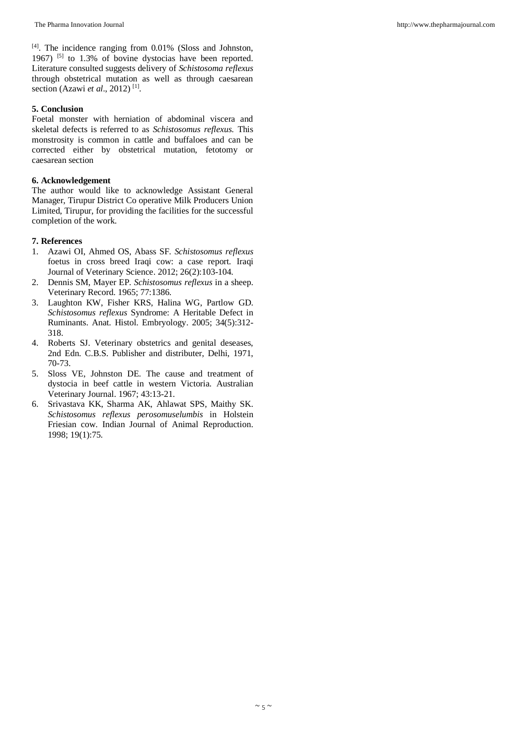[4]. The incidence ranging from 0.01% (Sloss and Johnston, 1967) [5] to 1.3% of bovine dystocias have been reported. Literature consulted suggests delivery of *Schistosoma reflexus* through obstetrical mutation as well as through caesarean section (Azawi *et al*., 2012) [1].

## 5. Conclusion

Foetal monster with herniation of abdominal viscera and skeletal defects is referred to as *Schistosomus reflexus.* This monstrosity is common in cattle and buffaloes and can be corrected either by obstetrical mutation, fetotomy or caesarean section

## 6. Acknowledgement

The author would like to acknowledge Assistant General Manager, Tirupur District Co operative Milk Producers Union Limited, Tirupur, for providing the facilities for the successful completion of the work.

## 7. References

1. Azawi OI, Ahmed OS, Abass SF. *Schistosomus reflexus* foetus in cross breed Iraqi cow: a case report. Iraqi Journal of Veterinary Science. 2012; 26(2):103-104.
2. Dennis SM, Mayer EP. *Schistosomus reflexus* in a sheep. Veterinary Record. 1965; 77:1386.
3. Laughton KW, Fisher KRS, Halina WG, Partlow GD. *Schistosomus reflexus* Syndrome: A Heritable Defect in Ruminants. Anat. Histol. Embryology. 2005; 34(5):312-318.
4. Roberts SJ. Veterinary obstetrics and genital deseases, 2nd Edn. C.B.S. Publisher and distributer, Delhi, 1971, 70-73.
5. Sloss VE, Johnston DE. The cause and treatment of dystocia in beef cattle in western Victoria. Australian Veterinary Journal. 1967; 43:13-21.
6. Srivastava KK, Sharma AK, Ahlawat SPS, Maithy SK. *Schistosomus reflexus perosomuselumbis* in Holstein Friesian cow. Indian Journal of Animal Reproduction. 1998; 19(1):75.